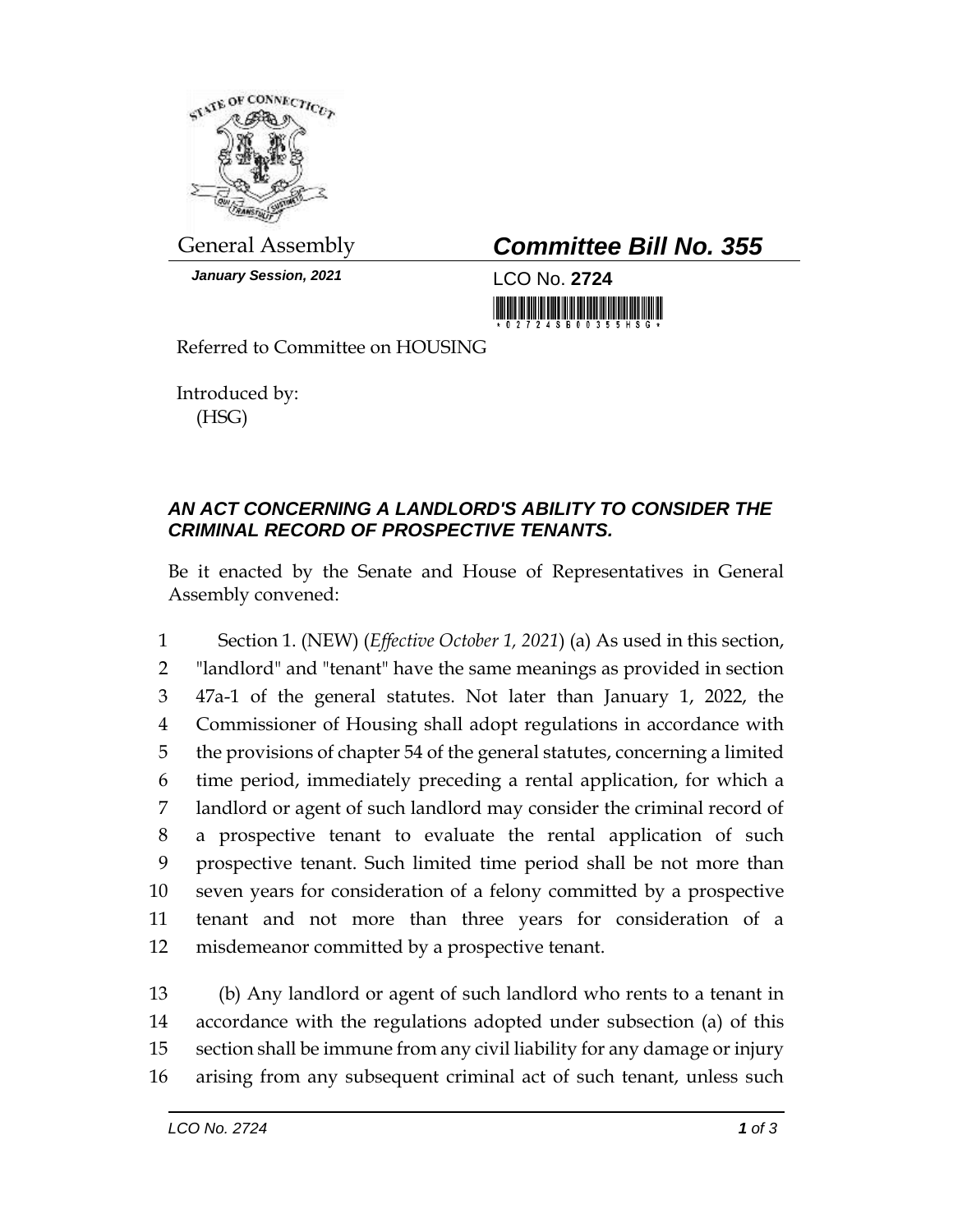General Assembly

***Committee Bill No. 355***

***January Session, 2021***

LCO No. **2724**

Referred to Committee on HOUSING

Introduced by:
(HSG)

## *AN ACT CONCERNING A LANDLORD'S ABILITY TO CONSIDER THE CRIMINAL RECORD OF PROSPECTIVE TENANTS.*

Be it enacted by the Senate and House of Representatives in General Assembly convened:

1 Section 1. (NEW) (*Effective October 1, 2021*) (a) As used in this section,
2 "landlord" and "tenant" have the same meanings as provided in section
3 47a-1 of the general statutes. Not later than January 1, 2022, the
4 Commissioner of Housing shall adopt regulations in accordance with
5 the provisions of chapter 54 of the general statutes, concerning a limited
6 time period, immediately preceding a rental application, for which a
7 landlord or agent of such landlord may consider the criminal record of
8 a prospective tenant to evaluate the rental application of such
9 prospective tenant. Such limited time period shall be not more than
10 seven years for consideration of a felony committed by a prospective
11 tenant and not more than three years for consideration of a
12 misdemeanor committed by a prospective tenant.

13 (b) Any landlord or agent of such landlord who rents to a tenant in
14 accordance with the regulations adopted under subsection (a) of this
15 section shall be immune from any civil liability for any damage or injury
16 arising from any subsequent criminal act of such tenant, unless such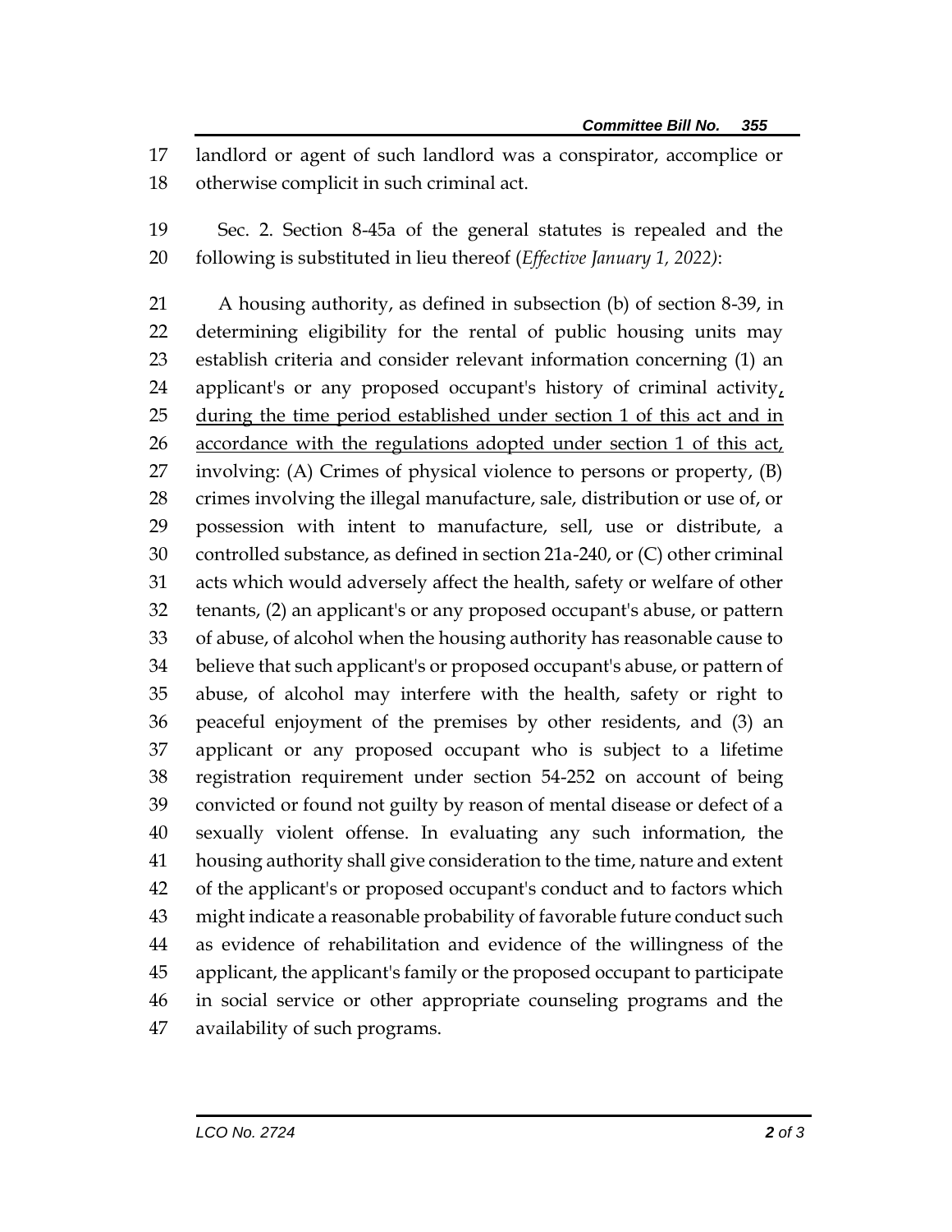landlord or agent of such landlord was a conspirator, accomplice or otherwise complicit in such criminal act.

Sec. 2. Section 8-45a of the general statutes is repealed and the following is substituted in lieu thereof (*Effective January 1, 2022*):

A housing authority, as defined in subsection (b) of section 8-39, in determining eligibility for the rental of public housing units may establish criteria and consider relevant information concerning (1) an applicant's or any proposed occupant's history of criminal activity, during the time period established under section 1 of this act and in accordance with the regulations adopted under section 1 of this act, involving: (A) Crimes of physical violence to persons or property, (B) crimes involving the illegal manufacture, sale, distribution or use of, or possession with intent to manufacture, sell, use or distribute, a controlled substance, as defined in section 21a-240, or (C) other criminal acts which would adversely affect the health, safety or welfare of other tenants, (2) an applicant's or any proposed occupant's abuse, or pattern of abuse, of alcohol when the housing authority has reasonable cause to believe that such applicant's or proposed occupant's abuse, or pattern of abuse, of alcohol may interfere with the health, safety or right to peaceful enjoyment of the premises by other residents, and (3) an applicant or any proposed occupant who is subject to a lifetime registration requirement under section 54-252 on account of being convicted or found not guilty by reason of mental disease or defect of a sexually violent offense. In evaluating any such information, the housing authority shall give consideration to the time, nature and extent of the applicant's or proposed occupant's conduct and to factors which might indicate a reasonable probability of favorable future conduct such as evidence of rehabilitation and evidence of the willingness of the applicant, the applicant's family or the proposed occupant to participate in social service or other appropriate counseling programs and the availability of such programs.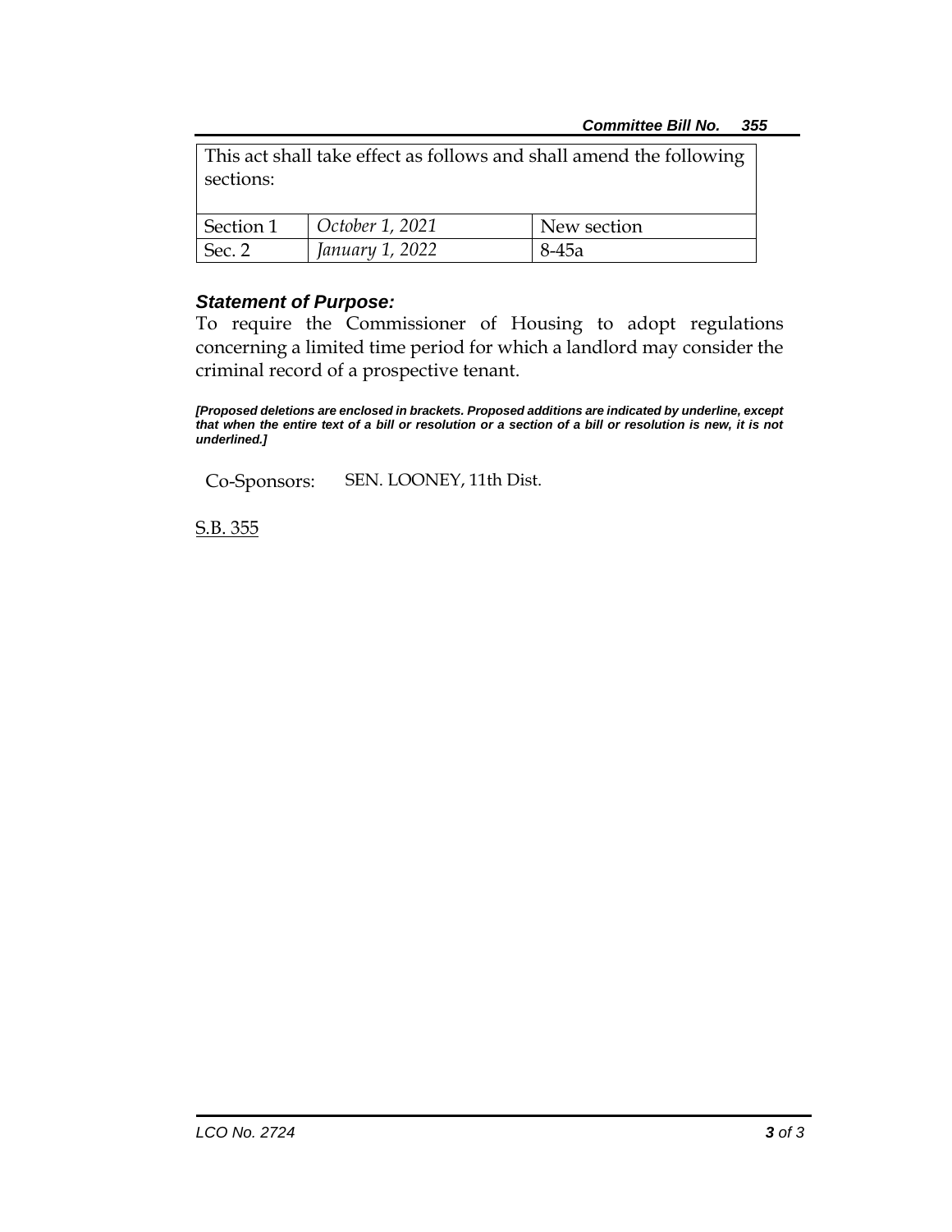This act shall take effect as follows and shall amend the following sections:

| | | |
|---|---|---|
| Section 1 | *October 1, 2021* | New section |
| Sec. 2 | *January 1, 2022* | 8-45a |

### *Statement of Purpose:*

To require the Commissioner of Housing to adopt regulations concerning a limited time period for which a landlord may consider the criminal record of a prospective tenant.

***[Proposed deletions are enclosed in brackets. Proposed additions are indicated by underline, except that when the entire text of a bill or resolution or a section of a bill or resolution is new, it is not underlined.]***

Co-Sponsors: SEN. LOONEY, 11th Dist.

S.B. 355